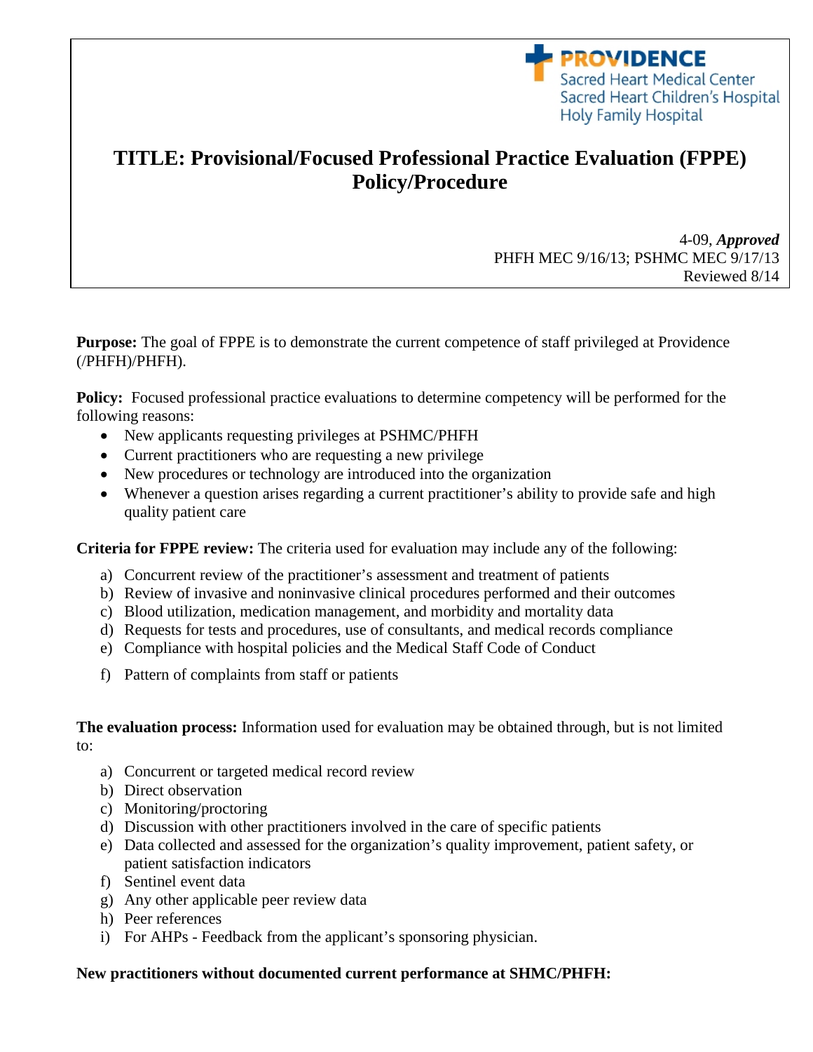PROVIDENCE
Sacred Heart Medical Center
Sacred Heart Children's Hospital
Holy Family Hospital

# TITLE: Provisional/Focused Professional Practice Evaluation (FPPE) Policy/Procedure

4-09, ***Approved***
PHFH MEC 9/16/13; PSHMC MEC 9/17/13
Reviewed 8/14

**Purpose:** The goal of FPPE is to demonstrate the current competence of staff privileged at Providence (/PHFH)/PHFH).

**Policy:** Focused professional practice evaluations to determine competency will be performed for the following reasons:

- New applicants requesting privileges at PSHMC/PHFH
- Current practitioners who are requesting a new privilege
- New procedures or technology are introduced into the organization
- Whenever a question arises regarding a current practitioner's ability to provide safe and high quality patient care

**Criteria for FPPE review:** The criteria used for evaluation may include any of the following:

a) Concurrent review of the practitioner's assessment and treatment of patients
b) Review of invasive and noninvasive clinical procedures performed and their outcomes
c) Blood utilization, medication management, and morbidity and mortality data
d) Requests for tests and procedures, use of consultants, and medical records compliance
e) Compliance with hospital policies and the Medical Staff Code of Conduct
f) Pattern of complaints from staff or patients

**The evaluation process:** Information used for evaluation may be obtained through, but is not limited to:

a) Concurrent or targeted medical record review
b) Direct observation
c) Monitoring/proctoring
d) Discussion with other practitioners involved in the care of specific patients
e) Data collected and assessed for the organization's quality improvement, patient safety, or patient satisfaction indicators
f) Sentinel event data
g) Any other applicable peer review data
h) Peer references
i) For AHPs - Feedback from the applicant's sponsoring physician.

**New practitioners without documented current performance at SHMC/PHFH:**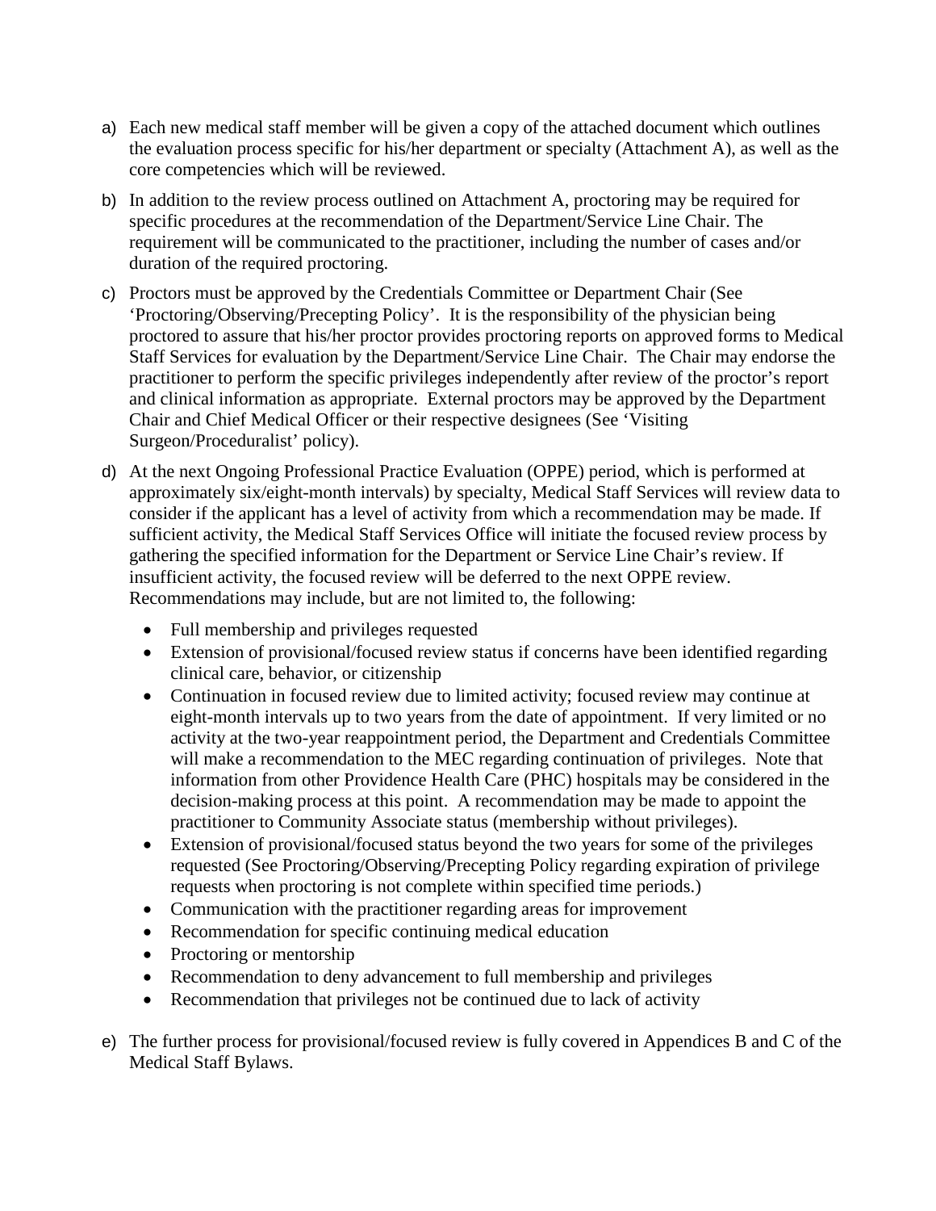a) Each new medical staff member will be given a copy of the attached document which outlines the evaluation process specific for his/her department or specialty (Attachment A), as well as the core competencies which will be reviewed.

b) In addition to the review process outlined on Attachment A, proctoring may be required for specific procedures at the recommendation of the Department/Service Line Chair. The requirement will be communicated to the practitioner, including the number of cases and/or duration of the required proctoring.

c) Proctors must be approved by the Credentials Committee or Department Chair (See 'Proctoring/Observing/Precepting Policy'. It is the responsibility of the physician being proctored to assure that his/her proctor provides proctoring reports on approved forms to Medical Staff Services for evaluation by the Department/Service Line Chair. The Chair may endorse the practitioner to perform the specific privileges independently after review of the proctor's report and clinical information as appropriate. External proctors may be approved by the Department Chair and Chief Medical Officer or their respective designees (See 'Visiting Surgeon/Proceduralist' policy).

d) At the next Ongoing Professional Practice Evaluation (OPPE) period, which is performed at approximately six/eight-month intervals) by specialty, Medical Staff Services will review data to consider if the applicant has a level of activity from which a recommendation may be made. If sufficient activity, the Medical Staff Services Office will initiate the focused review process by gathering the specified information for the Department or Service Line Chair's review. If insufficient activity, the focused review will be deferred to the next OPPE review. Recommendations may include, but are not limited to, the following:

   - Full membership and privileges requested
   - Extension of provisional/focused review status if concerns have been identified regarding clinical care, behavior, or citizenship
   - Continuation in focused review due to limited activity; focused review may continue at eight-month intervals up to two years from the date of appointment. If very limited or no activity at the two-year reappointment period, the Department and Credentials Committee will make a recommendation to the MEC regarding continuation of privileges. Note that information from other Providence Health Care (PHC) hospitals may be considered in the decision-making process at this point. A recommendation may be made to appoint the practitioner to Community Associate status (membership without privileges).
   - Extension of provisional/focused status beyond the two years for some of the privileges requested (See Proctoring/Observing/Precepting Policy regarding expiration of privilege requests when proctoring is not complete within specified time periods.)
   - Communication with the practitioner regarding areas for improvement
   - Recommendation for specific continuing medical education
   - Proctoring or mentorship
   - Recommendation to deny advancement to full membership and privileges
   - Recommendation that privileges not be continued due to lack of activity

e) The further process for provisional/focused review is fully covered in Appendices B and C of the Medical Staff Bylaws.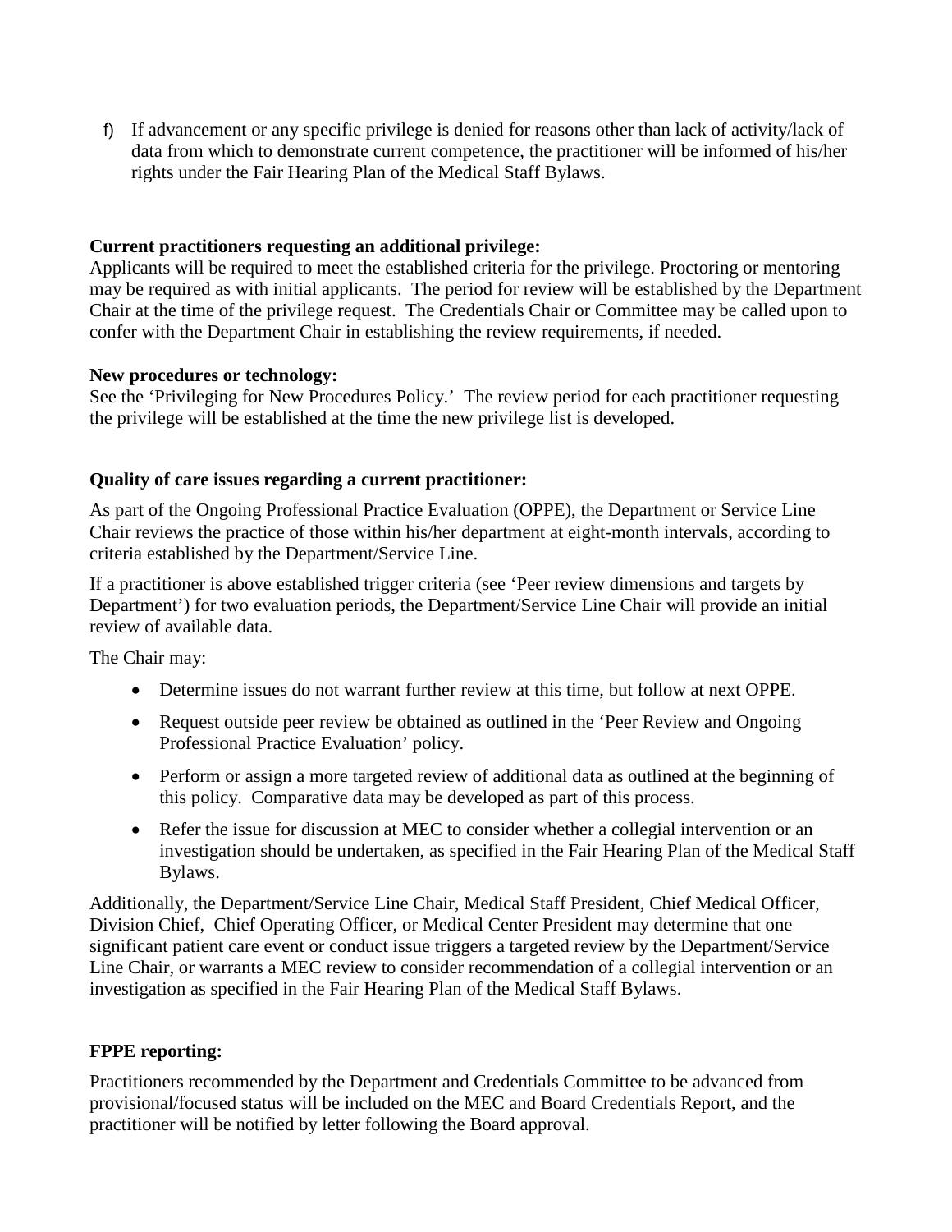f) If advancement or any specific privilege is denied for reasons other than lack of activity/lack of data from which to demonstrate current competence, the practitioner will be informed of his/her rights under the Fair Hearing Plan of the Medical Staff Bylaws.

**Current practitioners requesting an additional privilege:**
Applicants will be required to meet the established criteria for the privilege. Proctoring or mentoring may be required as with initial applicants. The period for review will be established by the Department Chair at the time of the privilege request. The Credentials Chair or Committee may be called upon to confer with the Department Chair in establishing the review requirements, if needed.

**New procedures or technology:**
See the 'Privileging for New Procedures Policy.' The review period for each practitioner requesting the privilege will be established at the time the new privilege list is developed.

**Quality of care issues regarding a current practitioner:**

As part of the Ongoing Professional Practice Evaluation (OPPE), the Department or Service Line Chair reviews the practice of those within his/her department at eight-month intervals, according to criteria established by the Department/Service Line.

If a practitioner is above established trigger criteria (see 'Peer review dimensions and targets by Department') for two evaluation periods, the Department/Service Line Chair will provide an initial review of available data.

The Chair may:

- Determine issues do not warrant further review at this time, but follow at next OPPE.
- Request outside peer review be obtained as outlined in the 'Peer Review and Ongoing Professional Practice Evaluation' policy.
- Perform or assign a more targeted review of additional data as outlined at the beginning of this policy. Comparative data may be developed as part of this process.
- Refer the issue for discussion at MEC to consider whether a collegial intervention or an investigation should be undertaken, as specified in the Fair Hearing Plan of the Medical Staff Bylaws.

Additionally, the Department/Service Line Chair, Medical Staff President, Chief Medical Officer, Division Chief, Chief Operating Officer, or Medical Center President may determine that one significant patient care event or conduct issue triggers a targeted review by the Department/Service Line Chair, or warrants a MEC review to consider recommendation of a collegial intervention or an investigation as specified in the Fair Hearing Plan of the Medical Staff Bylaws.

**FPPE reporting:**

Practitioners recommended by the Department and Credentials Committee to be advanced from provisional/focused status will be included on the MEC and Board Credentials Report, and the practitioner will be notified by letter following the Board approval.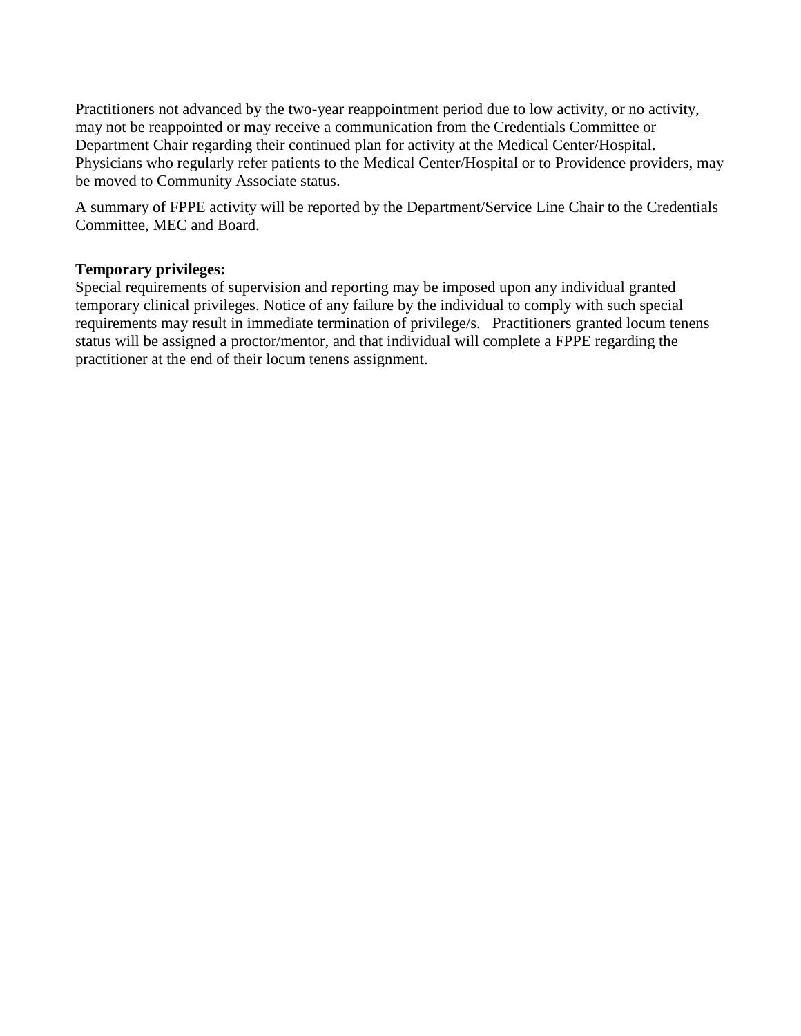Practitioners not advanced by the two-year reappointment period due to low activity, or no activity, may not be reappointed or may receive a communication from the Credentials Committee or Department Chair regarding their continued plan for activity at the Medical Center/Hospital. Physicians who regularly refer patients to the Medical Center/Hospital or to Providence providers, may be moved to Community Associate status.

A summary of FPPE activity will be reported by the Department/Service Line Chair to the Credentials Committee, MEC and Board.

**Temporary privileges:**
Special requirements of supervision and reporting may be imposed upon any individual granted temporary clinical privileges. Notice of any failure by the individual to comply with such special requirements may result in immediate termination of privilege/s. Practitioners granted locum tenens status will be assigned a proctor/mentor, and that individual will complete a FPPE regarding the practitioner at the end of their locum tenens assignment.